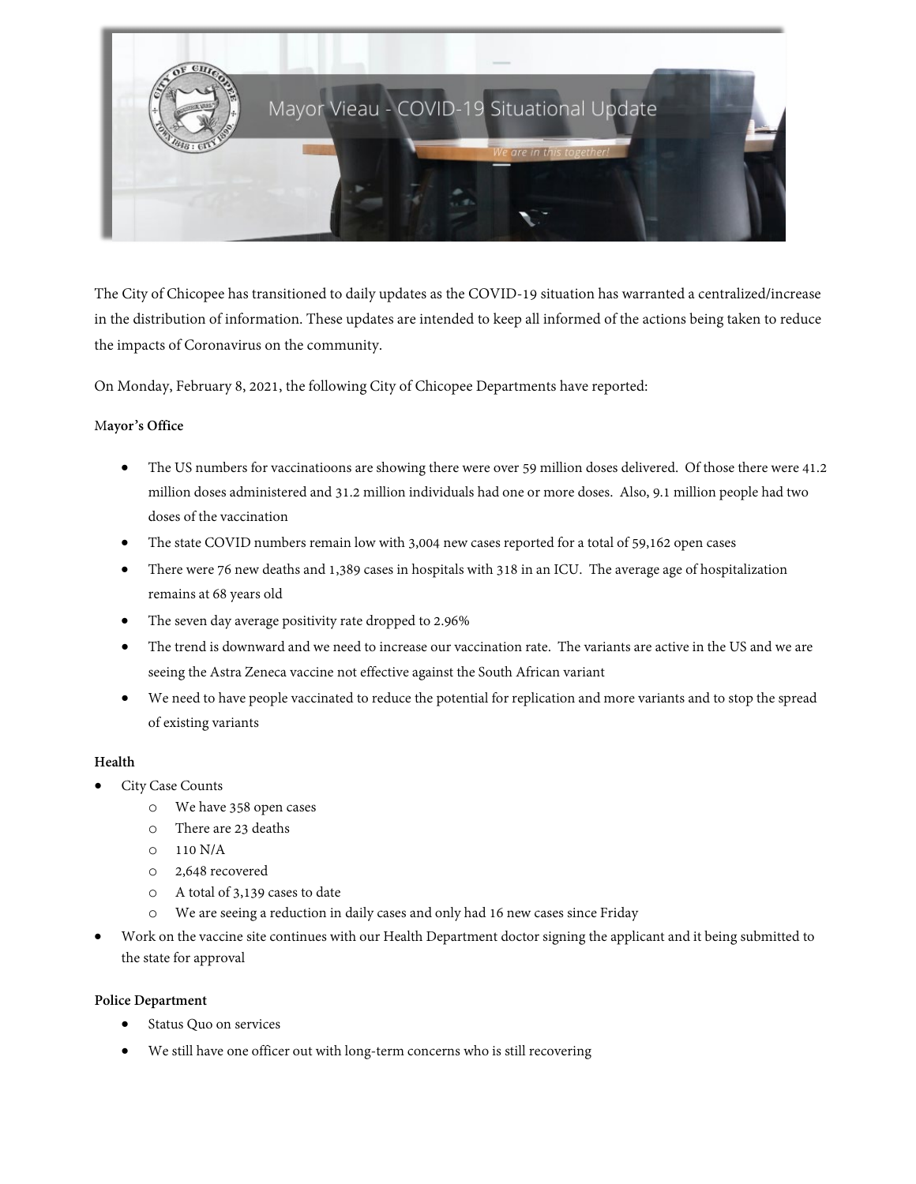Mayor Vieau - COVID-19 Situational Update

*We are in this together!*

The City of Chicopee has transitioned to daily updates as the COVID-19 situation has warranted a centralized/increase in the distribution of information. These updates are intended to keep all informed of the actions being taken to reduce the impacts of Coronavirus on the community.

On Monday, February 8, 2021, the following City of Chicopee Departments have reported:

**Mayor's Office**

- The US numbers for vaccinatioons are showing there were over 59 million doses delivered. Of those there were 41.2 million doses administered and 31.2 million individuals had one or more doses. Also, 9.1 million people had two doses of the vaccination
- The state COVID numbers remain low with 3,004 new cases reported for a total of 59,162 open cases
- There were 76 new deaths and 1,389 cases in hospitals with 318 in an ICU. The average age of hospitalization remains at 68 years old
- The seven day average positivity rate dropped to 2.96%
- The trend is downward and we need to increase our vaccination rate. The variants are active in the US and we are seeing the Astra Zeneca vaccine not effective against the South African variant
- We need to have people vaccinated to reduce the potential for replication and more variants and to stop the spread of existing variants

**Health**

- City Case Counts
  - We have 358 open cases
  - There are 23 deaths
  - 110 N/A
  - 2,648 recovered
  - A total of 3,139 cases to date
  - We are seeing a reduction in daily cases and only had 16 new cases since Friday
- Work on the vaccine site continues with our Health Department doctor signing the applicant and it being submitted to the state for approval

**Police Department**

- Status Quo on services
- We still have one officer out with long-term concerns who is still recovering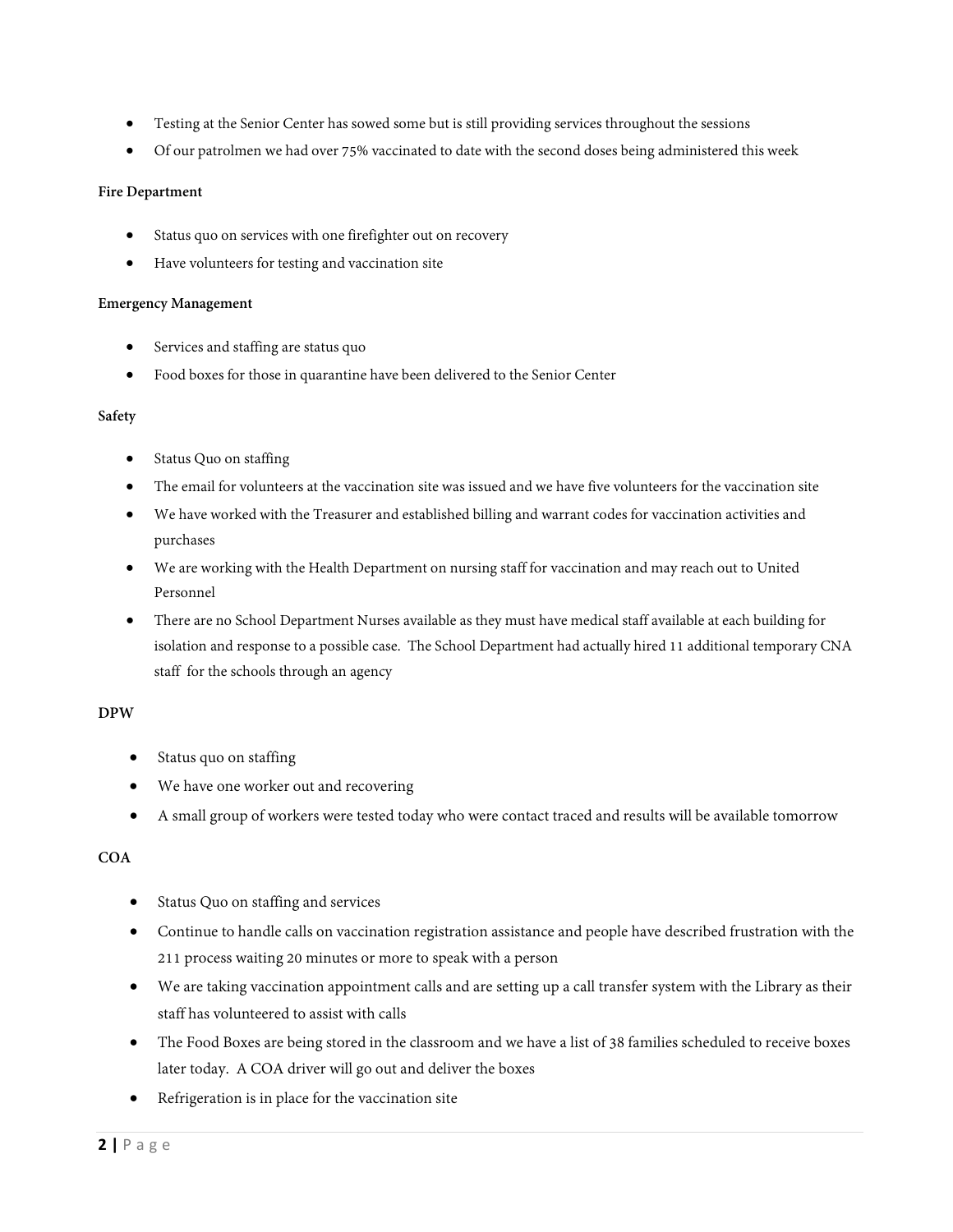- Testing at the Senior Center has sowed some but is still providing services throughout the sessions
- Of our patrolmen we had over 75% vaccinated to date with the second doses being administered this week

**Fire Department**

- Status quo on services with one firefighter out on recovery
- Have volunteers for testing and vaccination site

**Emergency Management**

- Services and staffing are status quo
- Food boxes for those in quarantine have been delivered to the Senior Center

**Safety**

- Status Quo on staffing
- The email for volunteers at the vaccination site was issued and we have five volunteers for the vaccination site
- We have worked with the Treasurer and established billing and warrant codes for vaccination activities and purchases
- We are working with the Health Department on nursing staff for vaccination and may reach out to United Personnel
- There are no School Department Nurses available as they must have medical staff available at each building for isolation and response to a possible case. The School Department had actually hired 11 additional temporary CNA staff for the schools through an agency

**DPW**

- Status quo on staffing
- We have one worker out and recovering
- A small group of workers were tested today who were contact traced and results will be available tomorrow

**COA**

- Status Quo on staffing and services
- Continue to handle calls on vaccination registration assistance and people have described frustration with the 211 process waiting 20 minutes or more to speak with a person
- We are taking vaccination appointment calls and are setting up a call transfer system with the Library as their staff has volunteered to assist with calls
- The Food Boxes are being stored in the classroom and we have a list of 38 families scheduled to receive boxes later today. A COA driver will go out and deliver the boxes
- Refrigeration is in place for the vaccination site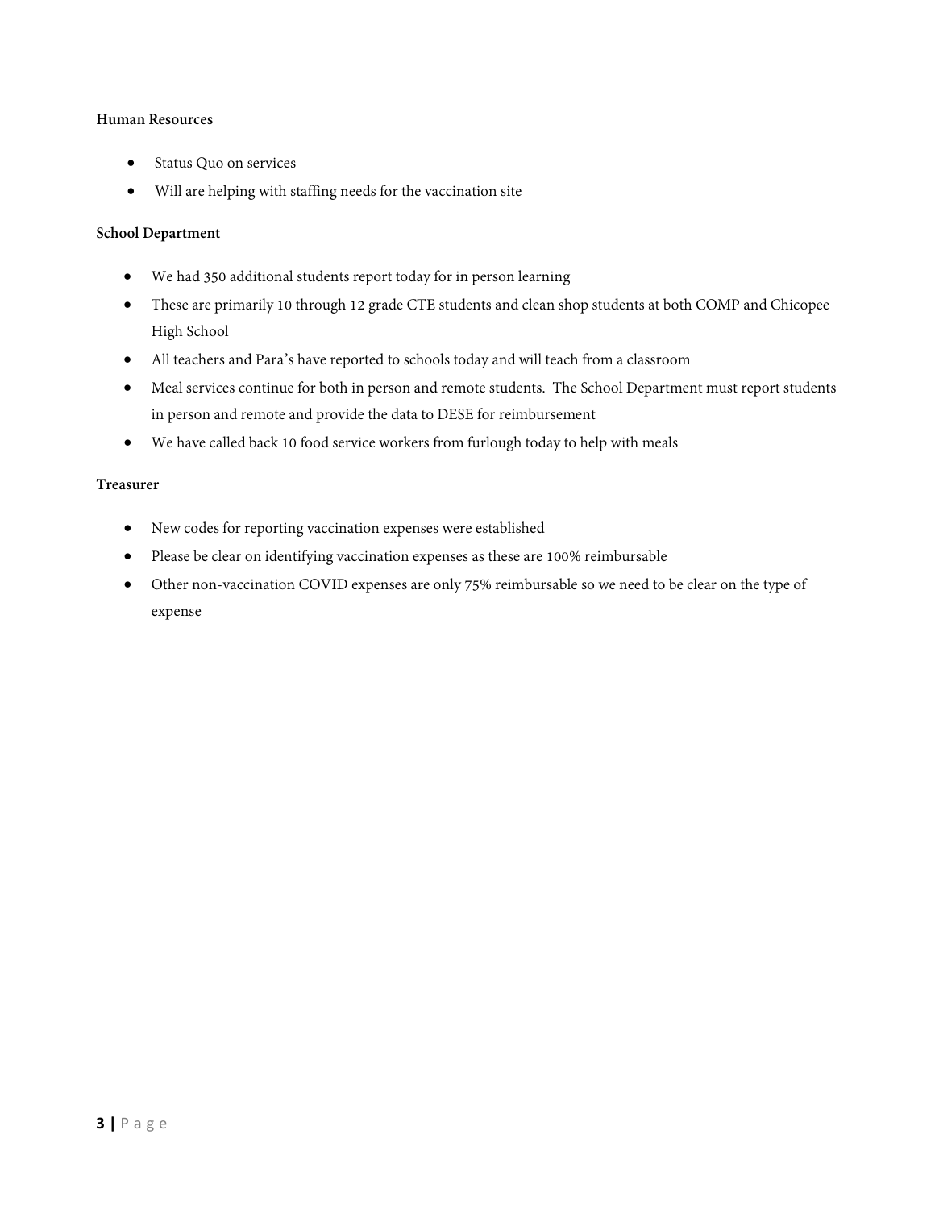**Human Resources**

- Status Quo on services
- Will are helping with staffing needs for the vaccination site

**School Department**

- We had 350 additional students report today for in person learning
- These are primarily 10 through 12 grade CTE students and clean shop students at both COMP and Chicopee High School
- All teachers and Para's have reported to schools today and will teach from a classroom
- Meal services continue for both in person and remote students. The School Department must report students in person and remote and provide the data to DESE for reimbursement
- We have called back 10 food service workers from furlough today to help with meals

**Treasurer**

- New codes for reporting vaccination expenses were established
- Please be clear on identifying vaccination expenses as these are 100% reimbursable
- Other non-vaccination COVID expenses are only 75% reimbursable so we need to be clear on the type of expense